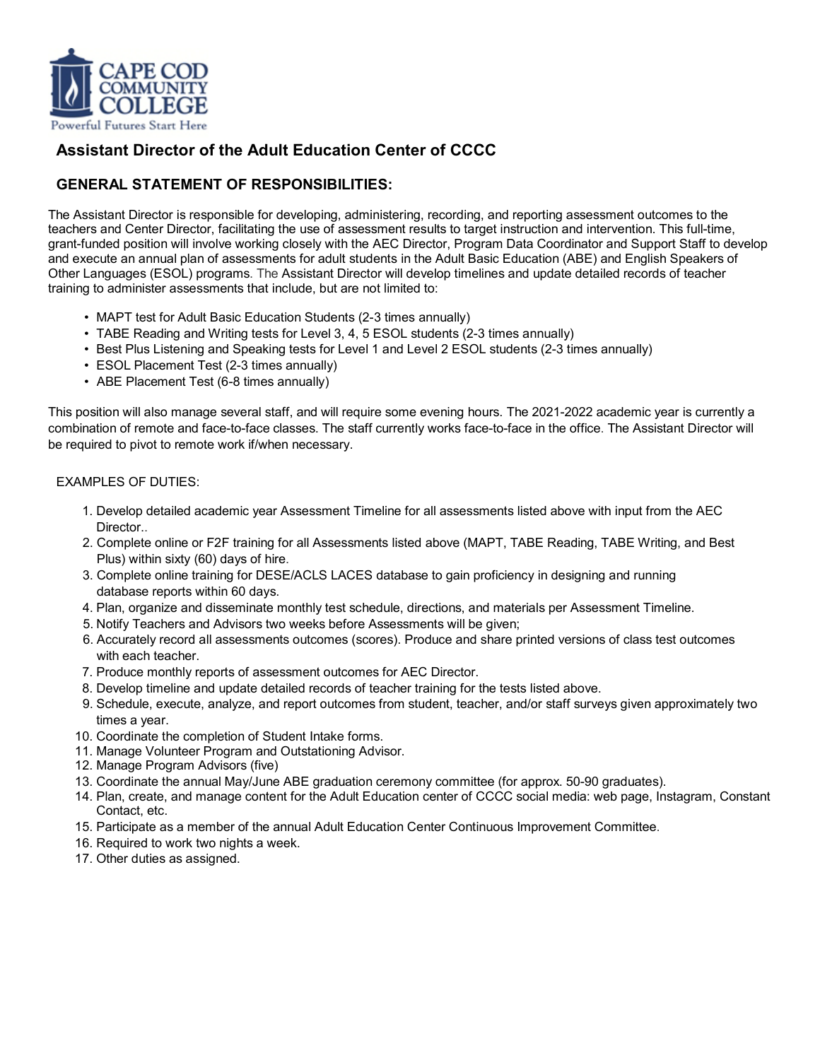CAPE COD COMMUNITY COLLEGE

Powerful Futures Start Here

## Assistant Director of the Adult Education Center of CCCC

### GENERAL STATEMENT OF RESPONSIBILITIES:

The Assistant Director is responsible for developing, administering, recording, and reporting assessment outcomes to the teachers and Center Director, facilitating the use of assessment results to target instruction and intervention. This full-time, grant-funded position will involve working closely with the AEC Director, Program Data Coordinator and Support Staff to develop and execute an annual plan of assessments for adult students in the Adult Basic Education (ABE) and English Speakers of Other Languages (ESOL) programs. The Assistant Director will develop timelines and update detailed records of teacher training to administer assessments that include, but are not limited to:

- MAPT test for Adult Basic Education Students (2-3 times annually)
- TABE Reading and Writing tests for Level 3, 4, 5 ESOL students (2-3 times annually)
- Best Plus Listening and Speaking tests for Level 1 and Level 2 ESOL students (2-3 times annually)
- ESOL Placement Test (2-3 times annually)
- ABE Placement Test (6-8 times annually)

This position will also manage several staff, and will require some evening hours. The 2021-2022 academic year is currently a combination of remote and face-to-face classes. The staff currently works face-to-face in the office. The Assistant Director will be required to pivot to remote work if/when necessary.

EXAMPLES OF DUTIES:

1. Develop detailed academic year Assessment Timeline for all assessments listed above with input from the AEC Director..
2. Complete online or F2F training for all Assessments listed above (MAPT, TABE Reading, TABE Writing, and Best Plus) within sixty (60) days of hire.
3. Complete online training for DESE/ACLS LACES database to gain proficiency in designing and running database reports within 60 days.
4. Plan, organize and disseminate monthly test schedule, directions, and materials per Assessment Timeline.
5. Notify Teachers and Advisors two weeks before Assessments will be given;
6. Accurately record all assessments outcomes (scores). Produce and share printed versions of class test outcomes with each teacher.
7. Produce monthly reports of assessment outcomes for AEC Director.
8. Develop timeline and update detailed records of teacher training for the tests listed above.
9. Schedule, execute, analyze, and report outcomes from student, teacher, and/or staff surveys given approximately two times a year.
10. Coordinate the completion of Student Intake forms.
11. Manage Volunteer Program and Outstationing Advisor.
12. Manage Program Advisors (five)
13. Coordinate the annual May/June ABE graduation ceremony committee (for approx. 50-90 graduates).
14. Plan, create, and manage content for the Adult Education center of CCCC social media: web page, Instagram, Constant Contact, etc.
15. Participate as a member of the annual Adult Education Center Continuous Improvement Committee.
16. Required to work two nights a week.
17. Other duties as assigned.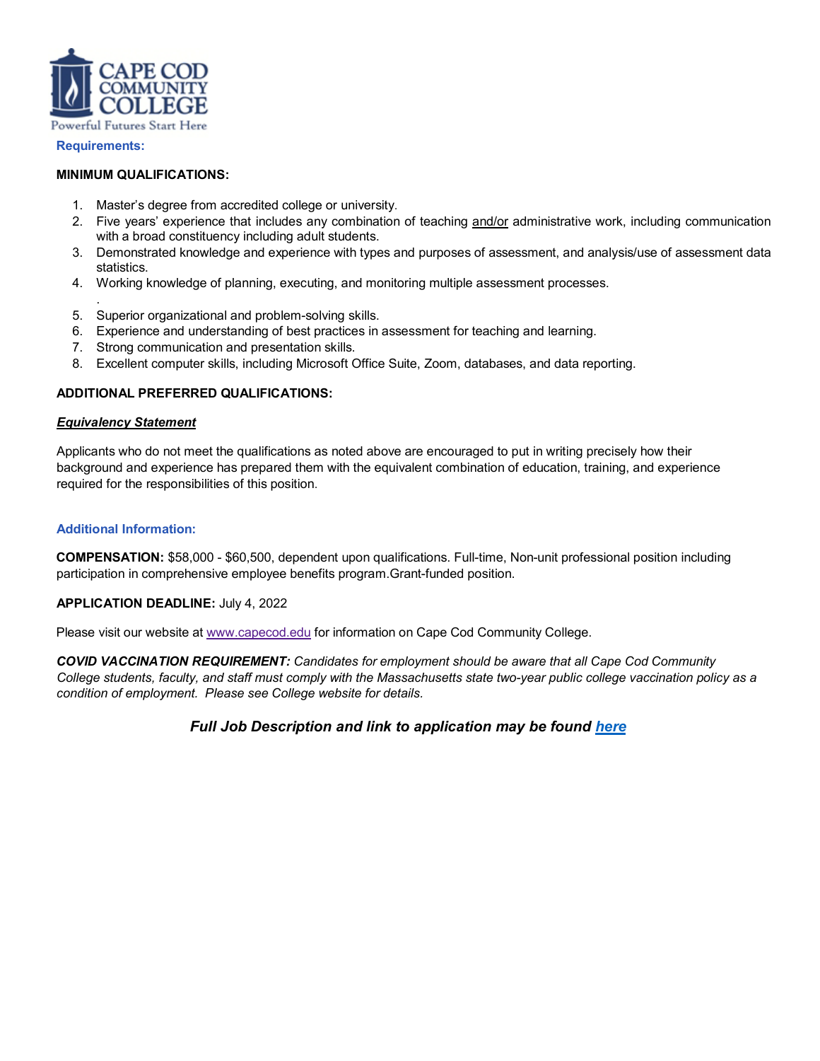**Requirements:**

**MINIMUM QUALIFICATIONS:**

1. Master's degree from accredited college or university.
2. Five years' experience that includes any combination of teaching and/or administrative work, including communication with a broad constituency including adult students.
3. Demonstrated knowledge and experience with types and purposes of assessment, and analysis/use of assessment data statistics.
4. Working knowledge of planning, executing, and monitoring multiple assessment processes.
5. Superior organizational and problem-solving skills.
6. Experience and understanding of best practices in assessment for teaching and learning.
7. Strong communication and presentation skills.
8. Excellent computer skills, including Microsoft Office Suite, Zoom, databases, and data reporting.

**ADDITIONAL PREFERRED QUALIFICATIONS:**

***Equivalency Statement***

Applicants who do not meet the qualifications as noted above are encouraged to put in writing precisely how their background and experience has prepared them with the equivalent combination of education, training, and experience required for the responsibilities of this position.

**Additional Information:**

**COMPENSATION:** $58,000 - $60,500, dependent upon qualifications. Full-time, Non-unit professional position including participation in comprehensive employee benefits program.Grant-funded position.

**APPLICATION DEADLINE:** July 4, 2022

Please visit our website at www.capecod.edu for information on Cape Cod Community College.

***COVID VACCINATION REQUIREMENT:*** *Candidates for employment should be aware that all Cape Cod Community College students, faculty, and staff must comply with the Massachusetts state two-year public college vaccination policy as a condition of employment. Please see College website for details.*

***Full Job Description and link to application may be found here***